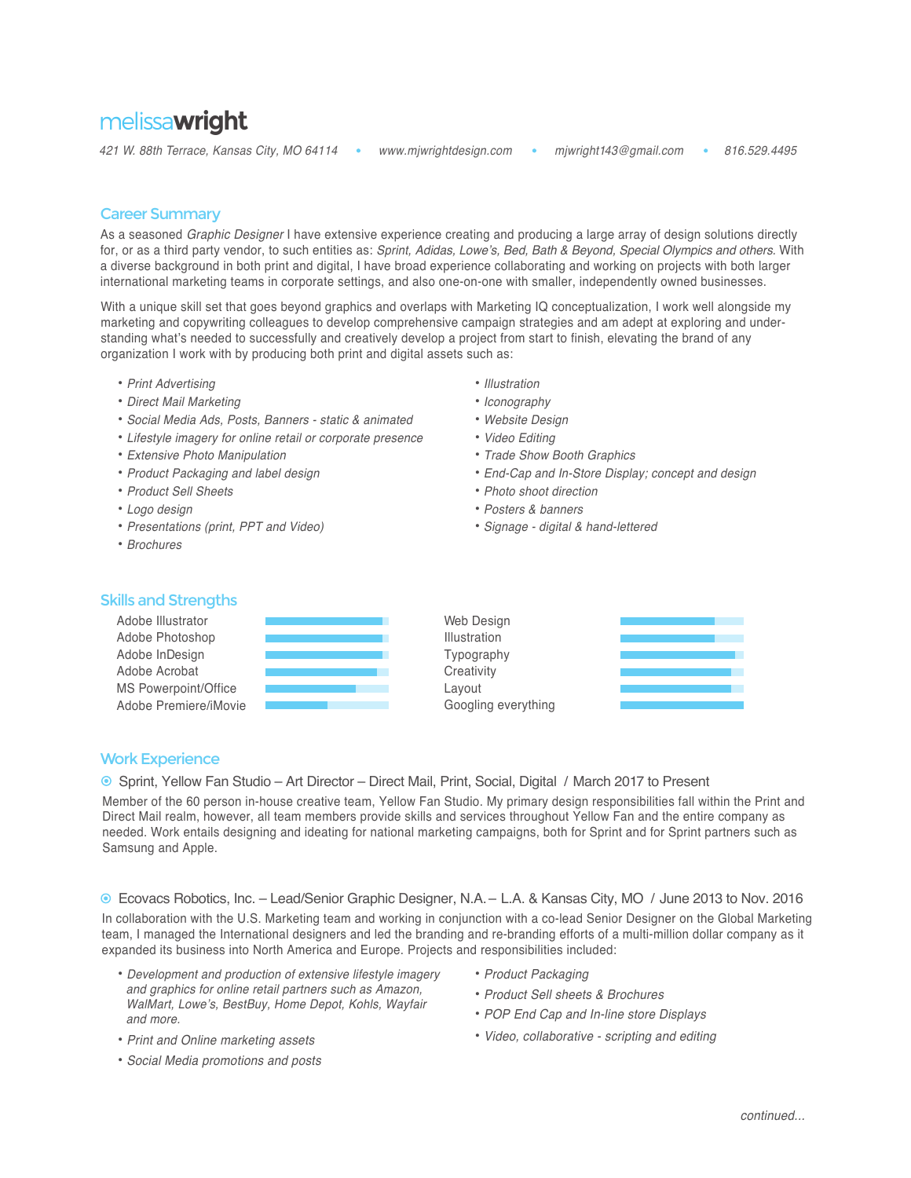# melissa**wright**

*421 W. 88th Terrace, Kansas City, MO 64114 • www.mjwrightdesign.com • mjwright143@gmail.com • 816.529.4495*

## Career Summary

As a seasoned *Graphic Designer* I have extensive experience creating and producing a large array of design solutions directly for, or as a third party vendor, to such entities as: *Sprint, Adidas, Lowe's, Bed, Bath & Beyond, Special Olympics and others*. With a diverse background in both print and digital, I have broad experience collaborating and working on projects with both larger international marketing teams in corporate settings, and also one-on-one with smaller, independently owned businesses.

With a unique skill set that goes beyond graphics and overlaps with Marketing IQ conceptualization, I work well alongside my marketing and copywriting colleagues to develop comprehensive campaign strategies and am adept at exploring and understanding what's needed to successfully and creatively develop a project from start to finish, elevating the brand of any organization I work with by producing both print and digital assets such as:

- *Print Advertising*
- *Direct Mail Marketing*
- *Social Media Ads, Posts, Banners - static & animated*
- *Lifestyle imagery for online retail or corporate presence*
- *Extensive Photo Manipulation*
- *Product Packaging and label design*
- *Product Sell Sheets*
- *Logo design*
- *Presentations (print, PPT and Video)*
- *Brochures*
- *Illustration*
- *Iconography*
- *Website Design*
- *Video Editing*
- *Trade Show Booth Graphics*
- *End-Cap and In-Store Display; concept and design*
- *Photo shoot direction*
- *Posters & banners*
- *Signage - digital & hand-lettered*

## Skills and Strengths

- Adobe Illustrator
- Adobe Photoshop
- Adobe InDesign
- Adobe Acrobat
- MS Powerpoint/Office
- Adobe Premiere/iMovie
- Web Design
- Illustration
- Typography
- Creativity
- Layout
- Googling everything

## Work Experience

### Sprint, Yellow Fan Studio – Art Director – Direct Mail, Print, Social, Digital / March 2017 to Present

Member of the 60 person in-house creative team, Yellow Fan Studio. My primary design responsibilities fall within the Print and Direct Mail realm, however, all team members provide skills and services throughout Yellow Fan and the entire company as needed. Work entails designing and ideating for national marketing campaigns, both for Sprint and for Sprint partners such as Samsung and Apple.

### Ecovacs Robotics, Inc. – Lead/Senior Graphic Designer, N.A. – L.A. & Kansas City, MO / June 2013 to Nov. 2016

In collaboration with the U.S. Marketing team and working in conjunction with a co-lead Senior Designer on the Global Marketing team, I managed the International designers and led the branding and re-branding efforts of a multi-million dollar company as it expanded its business into North America and Europe. Projects and responsibilities included:

- *Development and production of extensive lifestyle imagery and graphics for online retail partners such as Amazon, WalMart, Lowe's, BestBuy, Home Depot, Kohls, Wayfair and more.*
- *Print and Online marketing assets*
- *Social Media promotions and posts*
- *Product Packaging*
- *Product Sell sheets & Brochures*
- *POP End Cap and In-line store Displays*
- *Video, collaborative - scripting and editing*

*continued...*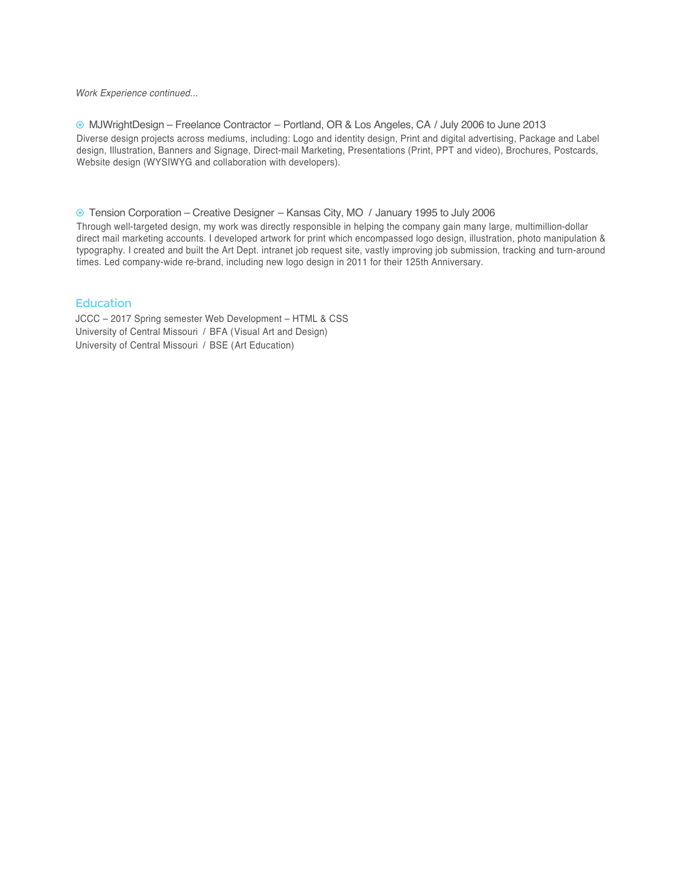*Work Experience continued...*

⦿ MJWrightDesign – Freelance Contractor – Portland, OR & Los Angeles, CA / July 2006 to June 2013
Diverse design projects across mediums, including: Logo and identity design, Print and digital advertising, Package and Label design, Illustration, Banners and Signage, Direct-mail Marketing, Presentations (Print, PPT and video), Brochures, Postcards, Website design (WYSIWYG and collaboration with developers).

⦿ Tension Corporation – Creative Designer – Kansas City, MO / January 1995 to July 2006
Through well-targeted design, my work was directly responsible in helping the company gain many large, multimillion-dollar direct mail marketing accounts. I developed artwork for print which encompassed logo design, illustration, photo manipulation & typography. I created and built the Art Dept. intranet job request site, vastly improving job submission, tracking and turn-around times. Led company-wide re-brand, including new logo design in 2011 for their 125th Anniversary.

## Education

JCCC – 2017 Spring semester Web Development – HTML & CSS
University of Central Missouri / BFA (Visual Art and Design)
University of Central Missouri / BSE (Art Education)